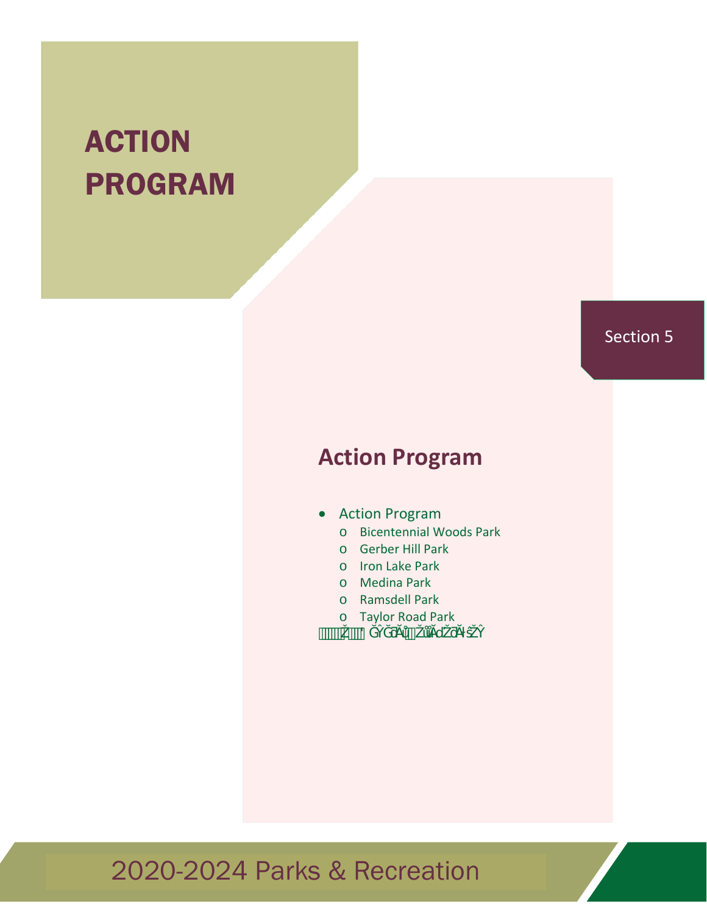# ACTION PROGRAM

Section 5

## Action Program

- Action Program
  - Bicentennial Woods Park
  - Gerber Hill Park
  - Iron Lake Park
  - Medina Park
  - Ramsdell Park
  - Taylor Road Park

2020-2024 Parks & Recreation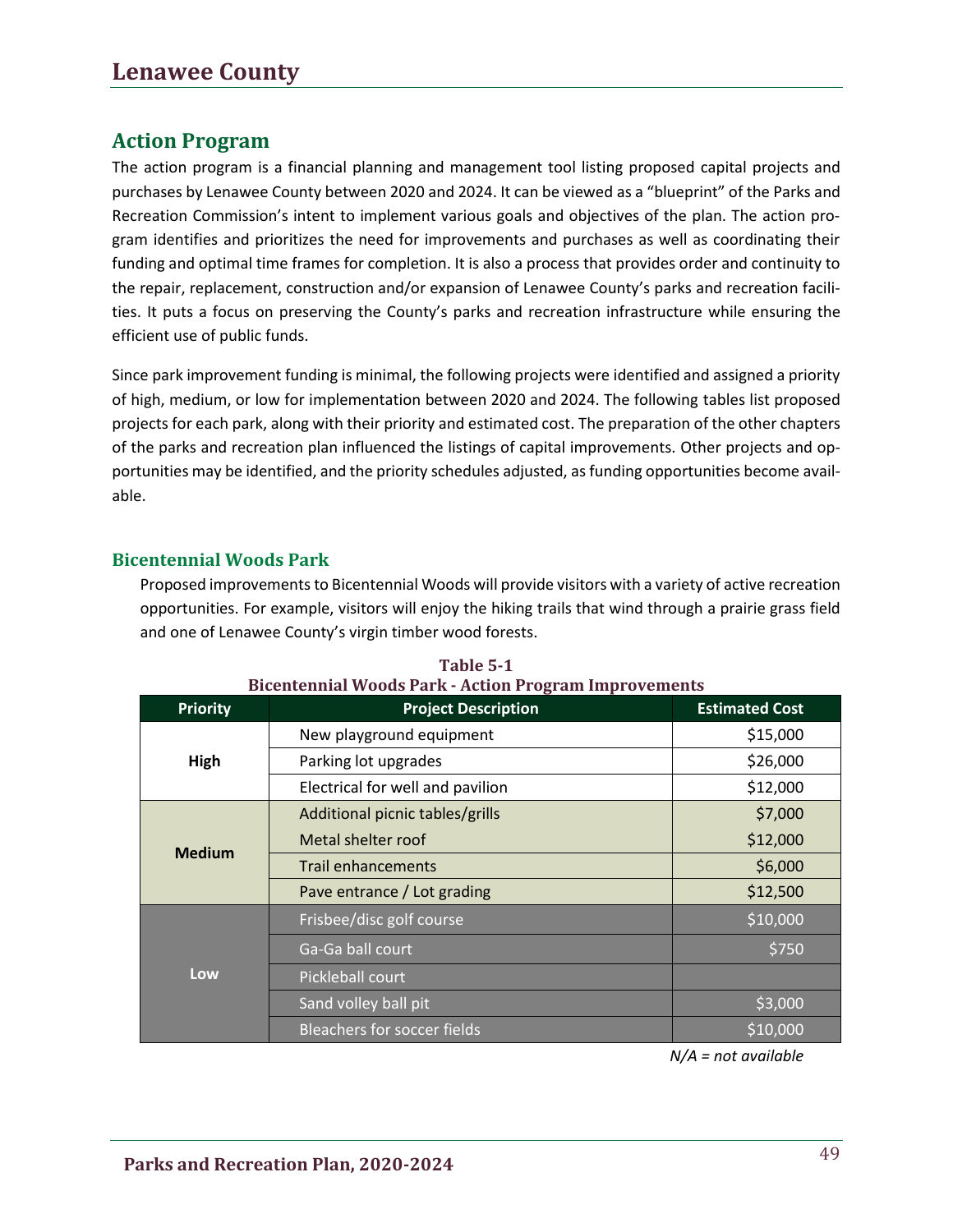## Action Program

The action program is a financial planning and management tool listing proposed capital projects and purchases by Lenawee County between 2020 and 2024. It can be viewed as a "blueprint" of the Parks and Recreation Commission's intent to implement various goals and objectives of the plan. The action program identifies and prioritizes the need for improvements and purchases as well as coordinating their funding and optimal time frames for completion. It is also a process that provides order and continuity to the repair, replacement, construction and/or expansion of Lenawee County's parks and recreation facilities. It puts a focus on preserving the County's parks and recreation infrastructure while ensuring the efficient use of public funds.

Since park improvement funding is minimal, the following projects were identified and assigned a priority of high, medium, or low for implementation between 2020 and 2024. The following tables list proposed projects for each park, along with their priority and estimated cost. The preparation of the other chapters of the parks and recreation plan influenced the listings of capital improvements. Other projects and opportunities may be identified, and the priority schedules adjusted, as funding opportunities become available.

### Bicentennial Woods Park

Proposed improvements to Bicentennial Woods will provide visitors with a variety of active recreation opportunities. For example, visitors will enjoy the hiking trails that wind through a prairie grass field and one of Lenawee County's virgin timber wood forests.

**Table 5-1**
**Bicentennial Woods Park - Action Program Improvements**

| Priority | Project Description | Estimated Cost |
|---|---|---|
| High | New playground equipment | $15,000 |
| | Parking lot upgrades | $26,000 |
| | Electrical for well and pavilion | $12,000 |
| Medium | Additional picnic tables/grills | $7,000 |
| | Metal shelter roof | $12,000 |
| | Trail enhancements | $6,000 |
| | Pave entrance / Lot grading | $12,500 |
| Low | Frisbee/disc golf course | $10,000 |
| | Ga-Ga ball court | $750 |
| | Pickleball court | |
| | Sand volley ball pit | $3,000 |
| | Bleachers for soccer fields | $10,000 |

*N/A = not available*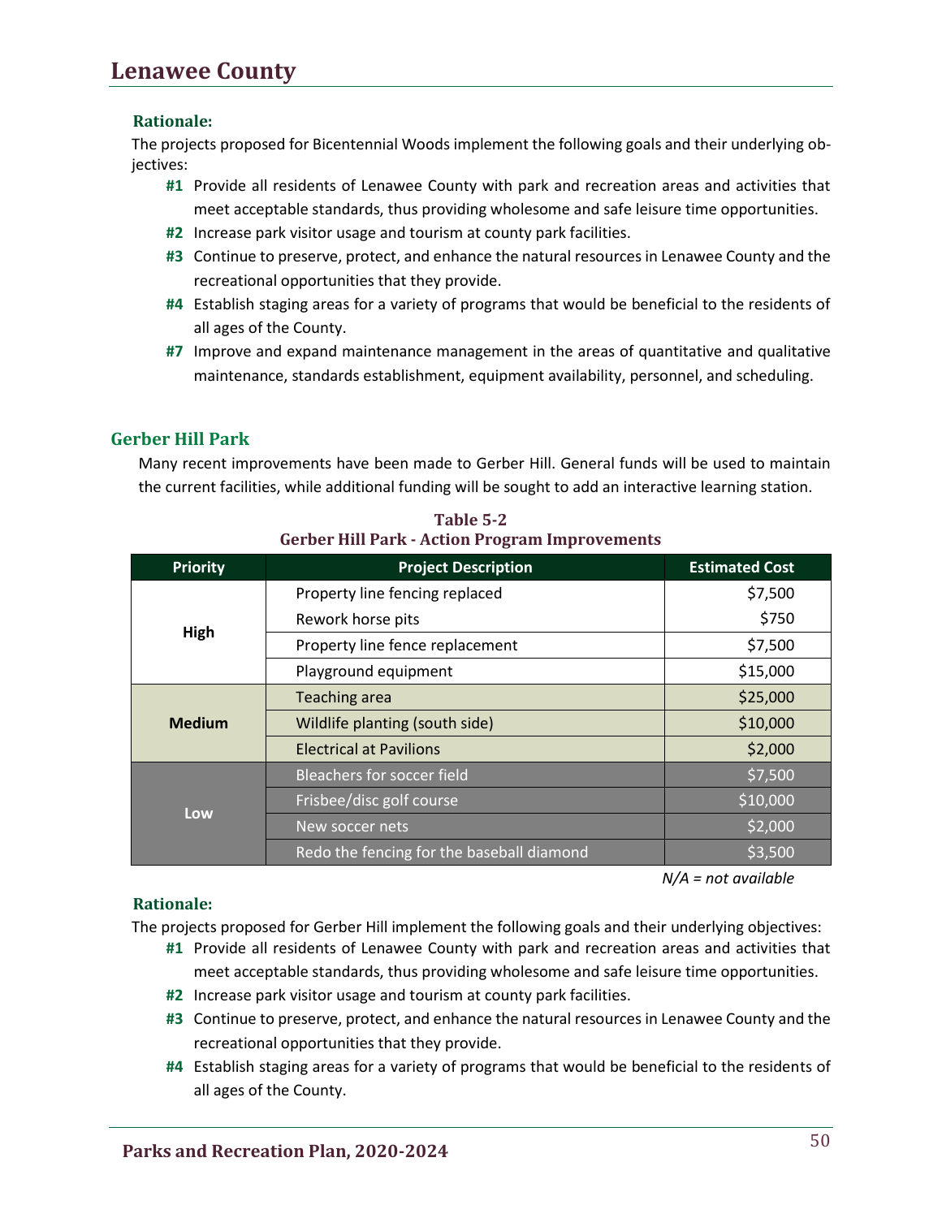### Rationale:

The projects proposed for Bicentennial Woods implement the following goals and their underlying objectives:

- **#1** Provide all residents of Lenawee County with park and recreation areas and activities that meet acceptable standards, thus providing wholesome and safe leisure time opportunities.
- **#2** Increase park visitor usage and tourism at county park facilities.
- **#3** Continue to preserve, protect, and enhance the natural resources in Lenawee County and the recreational opportunities that they provide.
- **#4** Establish staging areas for a variety of programs that would be beneficial to the residents of all ages of the County.
- **#7** Improve and expand maintenance management in the areas of quantitative and qualitative maintenance, standards establishment, equipment availability, personnel, and scheduling.

## Gerber Hill Park

Many recent improvements have been made to Gerber Hill. General funds will be used to maintain the current facilities, while additional funding will be sought to add an interactive learning station.

**Table 5-2**
**Gerber Hill Park - Action Program Improvements**

| Priority | Project Description | Estimated Cost |
|---|---|---|
| High | Property line fencing replaced | $7,500 |
| | Rework horse pits | $750 |
| | Property line fence replacement | $7,500 |
| | Playground equipment | $15,000 |
| Medium | Teaching area | $25,000 |
| | Wildlife planting (south side) | $10,000 |
| | Electrical at Pavilions | $2,000 |
| Low | Bleachers for soccer field | $7,500 |
| | Frisbee/disc golf course | $10,000 |
| | New soccer nets | $2,000 |
| | Redo the fencing for the baseball diamond | $3,500 |

*N/A = not available*

### Rationale:

The projects proposed for Gerber Hill implement the following goals and their underlying objectives:

- **#1** Provide all residents of Lenawee County with park and recreation areas and activities that meet acceptable standards, thus providing wholesome and safe leisure time opportunities.
- **#2** Increase park visitor usage and tourism at county park facilities.
- **#3** Continue to preserve, protect, and enhance the natural resources in Lenawee County and the recreational opportunities that they provide.
- **#4** Establish staging areas for a variety of programs that would be beneficial to the residents of all ages of the County.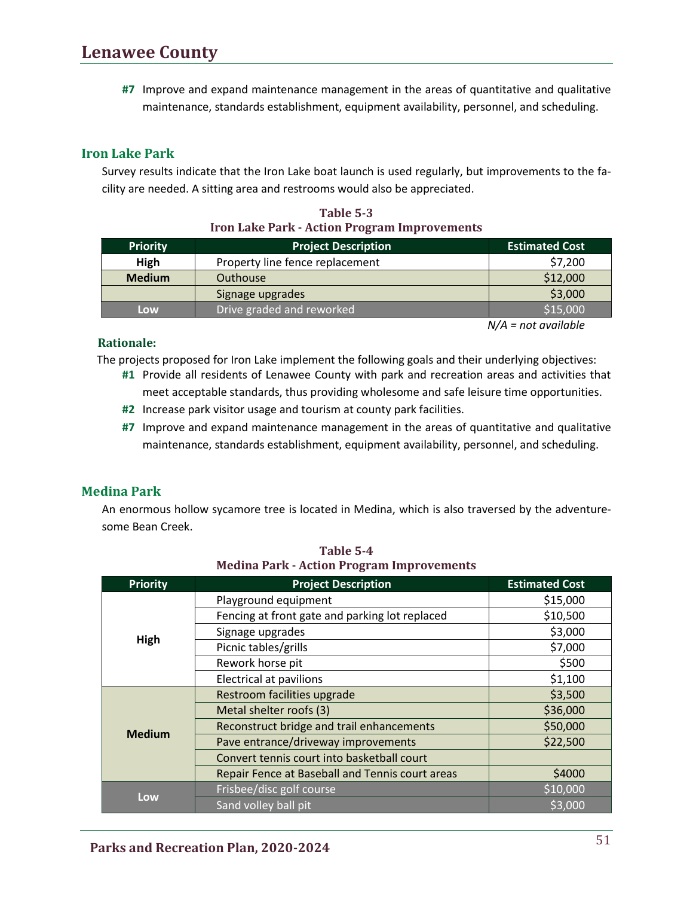**#7** Improve and expand maintenance management in the areas of quantitative and qualitative maintenance, standards establishment, equipment availability, personnel, and scheduling.

### Iron Lake Park

Survey results indicate that the Iron Lake boat launch is used regularly, but improvements to the facility are needed. A sitting area and restrooms would also be appreciated.

**Table 5-3**
**Iron Lake Park - Action Program Improvements**

| Priority | Project Description | Estimated Cost |
|---|---|---|
| High | Property line fence replacement | $7,200 |
| Medium | Outhouse | $12,000 |
| | Signage upgrades | $3,000 |
| Low | Drive graded and reworked | $15,000 |

*N/A = not available*

**Rationale:**

The projects proposed for Iron Lake implement the following goals and their underlying objectives:

- **#1** Provide all residents of Lenawee County with park and recreation areas and activities that meet acceptable standards, thus providing wholesome and safe leisure time opportunities.
- **#2** Increase park visitor usage and tourism at county park facilities.
- **#7** Improve and expand maintenance management in the areas of quantitative and qualitative maintenance, standards establishment, equipment availability, personnel, and scheduling.

### Medina Park

An enormous hollow sycamore tree is located in Medina, which is also traversed by the adventuresome Bean Creek.

**Table 5-4**
**Medina Park - Action Program Improvements**

| Priority | Project Description | Estimated Cost |
|---|---|---|
| High | Playground equipment | $15,000 |
| | Fencing at front gate and parking lot replaced | $10,500 |
| | Signage upgrades | $3,000 |
| | Picnic tables/grills | $7,000 |
| | Rework horse pit | $500 |
| | Electrical at pavilions | $1,100 |
| Medium | Restroom facilities upgrade | $3,500 |
| | Metal shelter roofs (3) | $36,000 |
| | Reconstruct bridge and trail enhancements | $50,000 |
| | Pave entrance/driveway improvements | $22,500 |
| | Convert tennis court into basketball court | |
| | Repair Fence at Baseball and Tennis court areas | $4000 |
| Low | Frisbee/disc golf course | $10,000 |
| | Sand volley ball pit | $3,000 |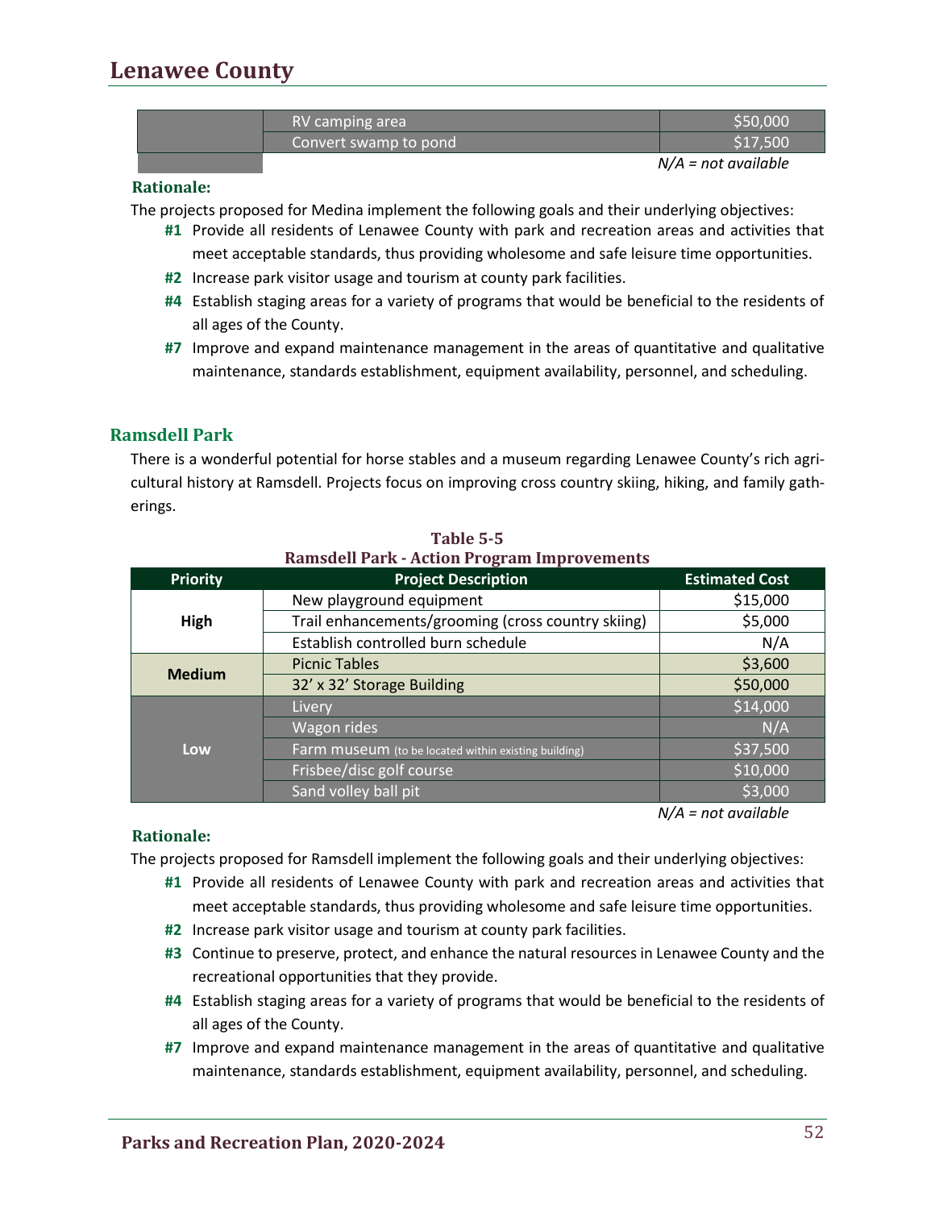| | | |
|---|---|---|
| | RV camping area | $50,000 |
| | Convert swamp to pond | $17,500 |

*N/A = not available*

**Rationale:**

The projects proposed for Medina implement the following goals and their underlying objectives:

- **#1** Provide all residents of Lenawee County with park and recreation areas and activities that meet acceptable standards, thus providing wholesome and safe leisure time opportunities.
- **#2** Increase park visitor usage and tourism at county park facilities.
- **#4** Establish staging areas for a variety of programs that would be beneficial to the residents of all ages of the County.
- **#7** Improve and expand maintenance management in the areas of quantitative and qualitative maintenance, standards establishment, equipment availability, personnel, and scheduling.

## Ramsdell Park

There is a wonderful potential for horse stables and a museum regarding Lenawee County's rich agricultural history at Ramsdell. Projects focus on improving cross country skiing, hiking, and family gatherings.

**Table 5-5**
**Ramsdell Park - Action Program Improvements**

| Priority | Project Description | Estimated Cost |
|---|---|---|
| High | New playground equipment | $15,000 |
| | Trail enhancements/grooming (cross country skiing) | $5,000 |
| | Establish controlled burn schedule | N/A |
| Medium | Picnic Tables | $3,600 |
| | 32' x 32' Storage Building | $50,000 |
| Low | Livery | $14,000 |
| | Wagon rides | N/A |
| | Farm museum (to be located within existing building) | $37,500 |
| | Frisbee/disc golf course | $10,000 |
| | Sand volley ball pit | $3,000 |

*N/A = not available*

**Rationale:**

The projects proposed for Ramsdell implement the following goals and their underlying objectives:

- **#1** Provide all residents of Lenawee County with park and recreation areas and activities that meet acceptable standards, thus providing wholesome and safe leisure time opportunities.
- **#2** Increase park visitor usage and tourism at county park facilities.
- **#3** Continue to preserve, protect, and enhance the natural resources in Lenawee County and the recreational opportunities that they provide.
- **#4** Establish staging areas for a variety of programs that would be beneficial to the residents of all ages of the County.
- **#7** Improve and expand maintenance management in the areas of quantitative and qualitative maintenance, standards establishment, equipment availability, personnel, and scheduling.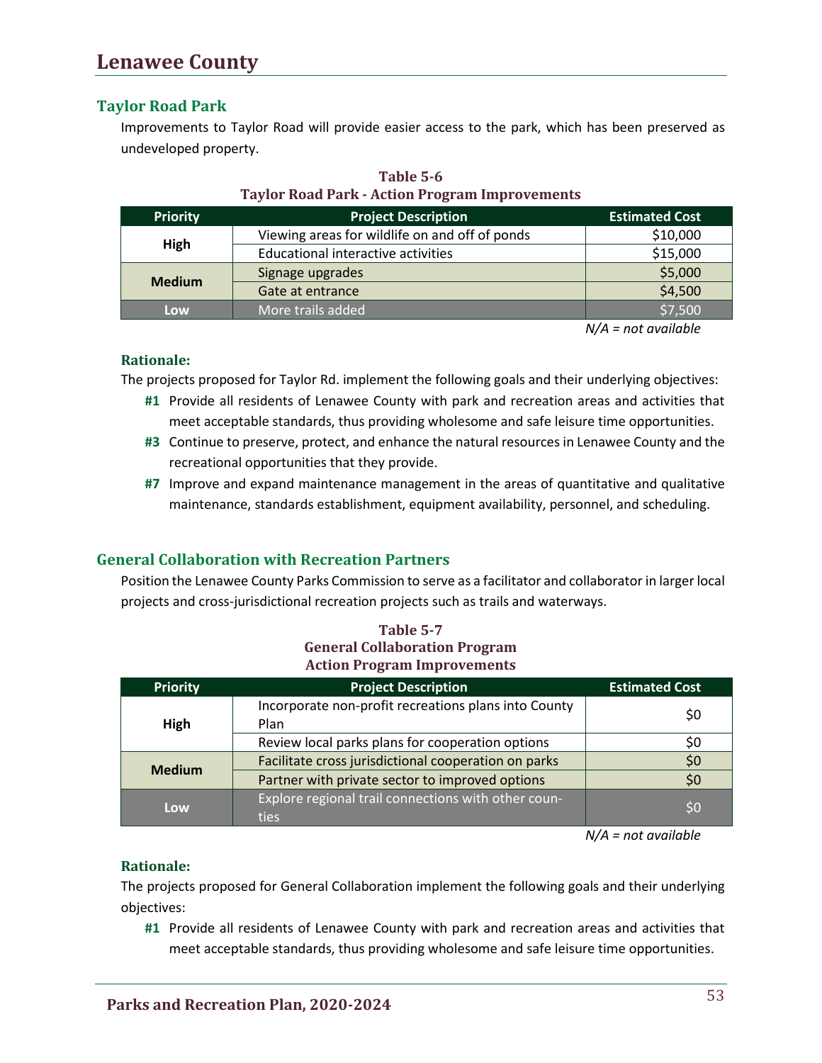# Lenawee County

## Taylor Road Park

Improvements to Taylor Road will provide easier access to the park, which has been preserved as undeveloped property.

**Table 5-6**
**Taylor Road Park - Action Program Improvements**

| Priority | Project Description | Estimated Cost |
|---|---|---|
| High | Viewing areas for wildlife on and off of ponds | $10,000 |
| | Educational interactive activities | $15,000 |
| Medium | Signage upgrades | $5,000 |
| | Gate at entrance | $4,500 |
| Low | More trails added | $7,500 |

*N/A = not available*

**Rationale:**

The projects proposed for Taylor Rd. implement the following goals and their underlying objectives:

**#1** Provide all residents of Lenawee County with park and recreation areas and activities that meet acceptable standards, thus providing wholesome and safe leisure time opportunities.

**#3** Continue to preserve, protect, and enhance the natural resources in Lenawee County and the recreational opportunities that they provide.

**#7** Improve and expand maintenance management in the areas of quantitative and qualitative maintenance, standards establishment, equipment availability, personnel, and scheduling.

## General Collaboration with Recreation Partners

Position the Lenawee County Parks Commission to serve as a facilitator and collaborator in larger local projects and cross-jurisdictional recreation projects such as trails and waterways.

**Table 5-7**
**General Collaboration Program**
**Action Program Improvements**

| Priority | Project Description | Estimated Cost |
|---|---|---|
| High | Incorporate non-profit recreations plans into County Plan | $0 |
| | Review local parks plans for cooperation options | $0 |
| Medium | Facilitate cross jurisdictional cooperation on parks | $0 |
| | Partner with private sector to improved options | $0 |
| Low | Explore regional trail connections with other counties | $0 |

*N/A = not available*

**Rationale:**

The projects proposed for General Collaboration implement the following goals and their underlying objectives:

**#1** Provide all residents of Lenawee County with park and recreation areas and activities that meet acceptable standards, thus providing wholesome and safe leisure time opportunities.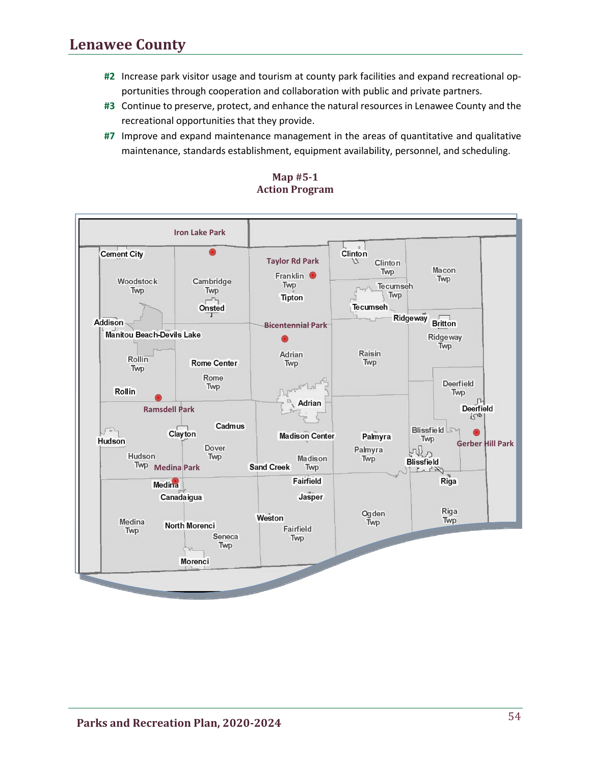- **#2** Increase park visitor usage and tourism at county park facilities and expand recreational opportunities through cooperation and collaboration with public and private partners.
- **#3** Continue to preserve, protect, and enhance the natural resources in Lenawee County and the recreational opportunities that they provide.
- **#7** Improve and expand maintenance management in the areas of quantitative and qualitative maintenance, standards establishment, equipment availability, personnel, and scheduling.

**Map #5-1**
**Action Program**

Iron Lake Park
Cement City
Woodstock Twp
Cambridge Twp
Onsted
Addison
Manitou Beach-Devils Lake
Taylor Rd Park
Franklin Twp
Tipton
Clinton
Clinton Twp
Tecumseh Twp
Tecumseh
Macon Twp
Ridgeway
Britton
Ridgeway Twp
Bicentennial Park
Adrian Twp
Raisin Twp
Rollin Twp
Rome Center
Rome Twp
Rollin
Ramsdell Park
Adrian
Deerfield Twp
Deerfield
Cadmus
Clayton
Hudson
Hudson Twp
Dover Twp
Medina Park
Madison Center
Palmyra
Palmyra Twp
Blissfield Twp
Gerber Hill Park
Madison Twp
Sand Creek
Blissfield
Fairfield
Riga
Medina
Canadaigua
Jasper
Medina Twp
North Morenci
Weston
Fairfield Twp
Ogden Twp
Riga Twp
Seneca Twp
Morenci